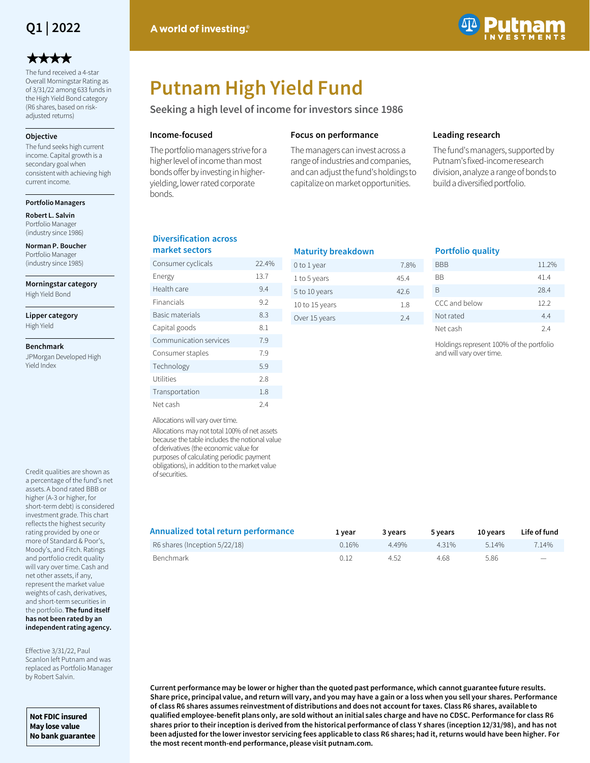Q1 | 2022

★★★★

The fund received a 4-star Overall Morningstar Rating as of 3/31/22 among 633 funds in the High Yield Bond category (R6 shares, based on risk-adjusted returns)

**Objective**

The fund seeks high current income. Capital growth is a secondary goal when consistent with achieving high current income.

**Portfolio Managers**

**Robert L. Salvin**
Portfolio Manager
(industry since 1986)

**Norman P. Boucher**
Portfolio Manager
(industry since 1985)

**Morningstar category**

High Yield Bond

**Lipper category**

High Yield

**Benchmark**

JPMorgan Developed High Yield Index

Credit qualities are shown as a percentage of the fund's net assets. A bond rated BBB or higher (A-3 or higher, for short-term debt) is considered investment grade. This chart reflects the highest security rating provided by one or more of Standard & Poor's, Moody's, and Fitch. Ratings and portfolio credit quality will vary over time. Cash and net other assets, if any, represent the market value weights of cash, derivatives, and short-term securities in the portfolio. **The fund itself has not been rated by an independent rating agency.**

Effective 3/31/22, Paul Scanlon left Putnam and was replaced as Portfolio Manager by Robert Salvin.

**Not FDIC insured**
**May lose value**
**No bank guarantee**

A world of investing.®

# Putnam High Yield Fund

## Seeking a high level of income for investors since 1986

### Income-focused

The portfolio managers strive for a higher level of income than most bonds offer by investing in higher-yielding, lower rated corporate bonds.

### Focus on performance

The managers can invest across a range of industries and companies, and can adjust the fund's holdings to capitalize on market opportunities.

### Leading research

The fund's managers, supported by Putnam's fixed-income research division, analyze a range of bonds to build a diversified portfolio.

### Diversification across market sectors

| Sector | % |
|---|---|
| Consumer cyclicals | 22.4% |
| Energy | 13.7 |
| Health care | 9.4 |
| Financials | 9.2 |
| Basic materials | 8.3 |
| Capital goods | 8.1 |
| Communication services | 7.9 |
| Consumer staples | 7.9 |
| Technology | 5.9 |
| Utilities | 2.8 |
| Transportation | 1.8 |
| Net cash | 2.4 |

Allocations will vary over time.

Allocations may not total 100% of net assets because the table includes the notional value of derivatives (the economic value for purposes of calculating periodic payment obligations), in addition to the market value of securities.

### Maturity breakdown

| Maturity | % |
|---|---|
| 0 to 1 year | 7.8% |
| 1 to 5 years | 45.4 |
| 5 to 10 years | 42.6 |
| 10 to 15 years | 1.8 |
| Over 15 years | 2.4 |

### Portfolio quality

| Quality | % |
|---|---|
| BBB | 11.2% |
| BB | 41.4 |
| B | 28.4 |
| CCC and below | 12.2 |
| Not rated | 4.4 |
| Net cash | 2.4 |

Holdings represent 100% of the portfolio and will vary over time.

### Annualized total return performance

| | 1 year | 3 years | 5 years | 10 years | Life of fund |
|---|---|---|---|---|---|
| R6 shares (Inception 5/22/18) | 0.16% | 4.49% | 4.31% | 5.14% | 7.14% |
| Benchmark | 0.12 | 4.52 | 4.68 | 5.86 | — |

**Current performance may be lower or higher than the quoted past performance, which cannot guarantee future results. Share price, principal value, and return will vary, and you may have a gain or a loss when you sell your shares. Performance of class R6 shares assumes reinvestment of distributions and does not account for taxes. Class R6 shares, available to qualified employee-benefit plans only, are sold without an initial sales charge and have no CDSC. Performance for class R6 shares prior to their inception is derived from the historical performance of class Y shares (inception 12/31/98), and has not been adjusted for the lower investor servicing fees applicable to class R6 shares; had it, returns would have been higher. For the most recent month-end performance, please visit putnam.com.**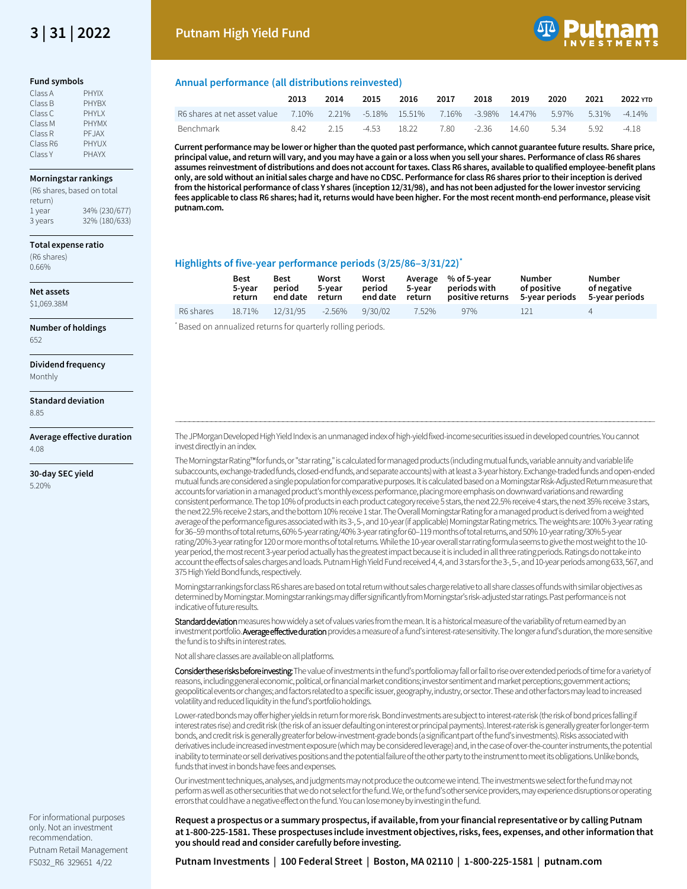**3 | 31 | 2022**

**Putnam High Yield Fund**

**Fund symbols**

| | |
|---|---|
| Class A | PHYIX |
| Class B | PHYBX |
| Class C | PHYLX |
| Class M | PHYMX |
| Class R | PFJAX |
| Class R6 | PHYUX |
| Class Y | PHAYX |

**Morningstar rankings**

(R6 shares, based on total return)

| | |
|---|---|
| 1 year | 34% (230/677) |
| 3 years | 32% (180/633) |

**Total expense ratio**

(R6 shares)
0.66%

**Net assets**

$1,069.38M

**Number of holdings**

652

**Dividend frequency**

Monthly

**Standard deviation**

8.85

**Average effective duration**

4.08

**30-day SEC yield**

5.20%

## Annual performance (all distributions reinvested)

| | 2013 | 2014 | 2015 | 2016 | 2017 | 2018 | 2019 | 2020 | 2021 | 2022 YTD |
|---|---|---|---|---|---|---|---|---|---|---|
| R6 shares at net asset value | 7.10% | 2.21% | -5.18% | 15.51% | 7.16% | -3.98% | 14.47% | 5.97% | 5.31% | -4.14% |
| Benchmark | 8.42 | 2.15 | -4.53 | 18.22 | 7.80 | -2.36 | 14.60 | 5.34 | 5.92 | -4.18 |

**Current performance may be lower or higher than the quoted past performance, which cannot guarantee future results. Share price, principal value, and return will vary, and you may have a gain or a loss when you sell your shares. Performance of class R6 shares assumes reinvestment of distributions and does not account for taxes. Class R6 shares, available to qualified employee-benefit plans only, are sold without an initial sales charge and have no CDSC. Performance for class R6 shares prior to their inception is derived from the historical performance of class Y shares (inception 12/31/98), and has not been adjusted for the lower investor servicing fees applicable to class R6 shares; had it, returns would have been higher. For the most recent month-end performance, please visit putnam.com.**

## Highlights of five-year performance periods (3/25/86–3/31/22)*

| | Best 5-year return | Best period end date | Worst 5-year return | Worst period end date | Average 5-year return | % of 5-year periods with positive returns | Number of positive 5-year periods | Number of negative 5-year periods |
|---|---|---|---|---|---|---|---|---|
| R6 shares | 18.71% | 12/31/95 | -2.56% | 9/30/02 | 7.52% | 97% | 121 | 4 |

\* Based on annualized returns for quarterly rolling periods.

The JPMorgan Developed High Yield Index is an unmanaged index of high-yield fixed-income securities issued in developed countries. You cannot invest directly in an index.

The Morningstar Rating™ for funds, or "star rating," is calculated for managed products (including mutual funds, variable annuity and variable life subaccounts, exchange-traded funds, closed-end funds, and separate accounts) with at least a 3-year history. Exchange-traded funds and open-ended mutual funds are considered a single population for comparative purposes. It is calculated based on a Morningstar Risk-Adjusted Return measure that accounts for variation in a managed product's monthly excess performance, placing more emphasis on downward variations and rewarding consistent performance. The top 10% of products in each product category receive 5 stars, the next 22.5% receive 4 stars, the next 35% receive 3 stars, the next 22.5% receive 2 stars, and the bottom 10% receive 1 star. The Overall Morningstar Rating for a managed product is derived from a weighted average of the performance figures associated with its 3-, 5-, and 10-year (if applicable) Morningstar Rating metrics. The weights are: 100% 3-year rating for 36–59 months of total returns, 60% 5-year rating/40% 3-year rating for 60–119 months of total returns, and 50% 10-year rating/30% 5-year rating/20% 3-year rating for 120 or more months of total returns. While the 10-year overall star rating formula seems to give the most weight to the 10-year period, the most recent 3-year period actually has the greatest impact because it is included in all three rating periods. Ratings do not take into account the effects of sales charges and loads. Putnam High Yield Fund received 4, 4, and 3 stars for the 3-, 5-, and 10-year periods among 633, 567, and 375 High Yield Bond funds, respectively.

Morningstar rankings for class R6 shares are based on total return without sales charge relative to all share classes of funds with similar objectives as determined by Morningstar. Morningstar rankings may differ significantly from Morningstar's risk-adjusted star ratings. Past performance is not indicative of future results.

**Standard deviation** measures how widely a set of values varies from the mean. It is a historical measure of the variability of return earned by an investment portfolio. **Average effective duration** provides a measure of a fund's interest-rate sensitivity. The longer a fund's duration, the more sensitive the fund is to shifts in interest rates.

Not all share classes are available on all platforms.

**Consider these risks before investing:** The value of investments in the fund's portfolio may fall or fail to rise over extended periods of time for a variety of reasons, including general economic, political, or financial market conditions; investor sentiment and market perceptions; government actions; geopolitical events or changes; and factors related to a specific issuer, geography, industry, or sector. These and other factors may lead to increased volatility and reduced liquidity in the fund's portfolio holdings.

Lower-rated bonds may offer higher yields in return for more risk. Bond investments are subject to interest-rate risk (the risk of bond prices falling if interest rates rise) and credit risk (the risk of an issuer defaulting on interest or principal payments). Interest-rate risk is generally greater for longer-term bonds, and credit risk is generally greater for below-investment-grade bonds (a significant part of the fund's investments). Risks associated with derivatives include increased investment exposure (which may be considered leverage) and, in the case of over-the-counter instruments, the potential inability to terminate or sell derivatives positions and the potential failure of the other party to the instrument to meet its obligations. Unlike bonds, funds that invest in bonds have fees and expenses.

Our investment techniques, analyses, and judgments may not produce the outcome we intend. The investments we select for the fund may not perform as well as other securities that we do not select for the fund. We, or the fund's other service providers, may experience disruptions or operating errors that could have a negative effect on the fund. You can lose money by investing in the fund.

**Request a prospectus or a summary prospectus, if available, from your financial representative or by calling Putnam at 1-800-225-1581. These prospectuses include investment objectives, risks, fees, expenses, and other information that you should read and consider carefully before investing.**

For informational purposes only. Not an investment recommendation.

Putnam Retail Management

FS032_R6 329651 4/22

**Putnam Investments | 100 Federal Street | Boston, MA 02110 | 1-800-225-1581 | putnam.com**